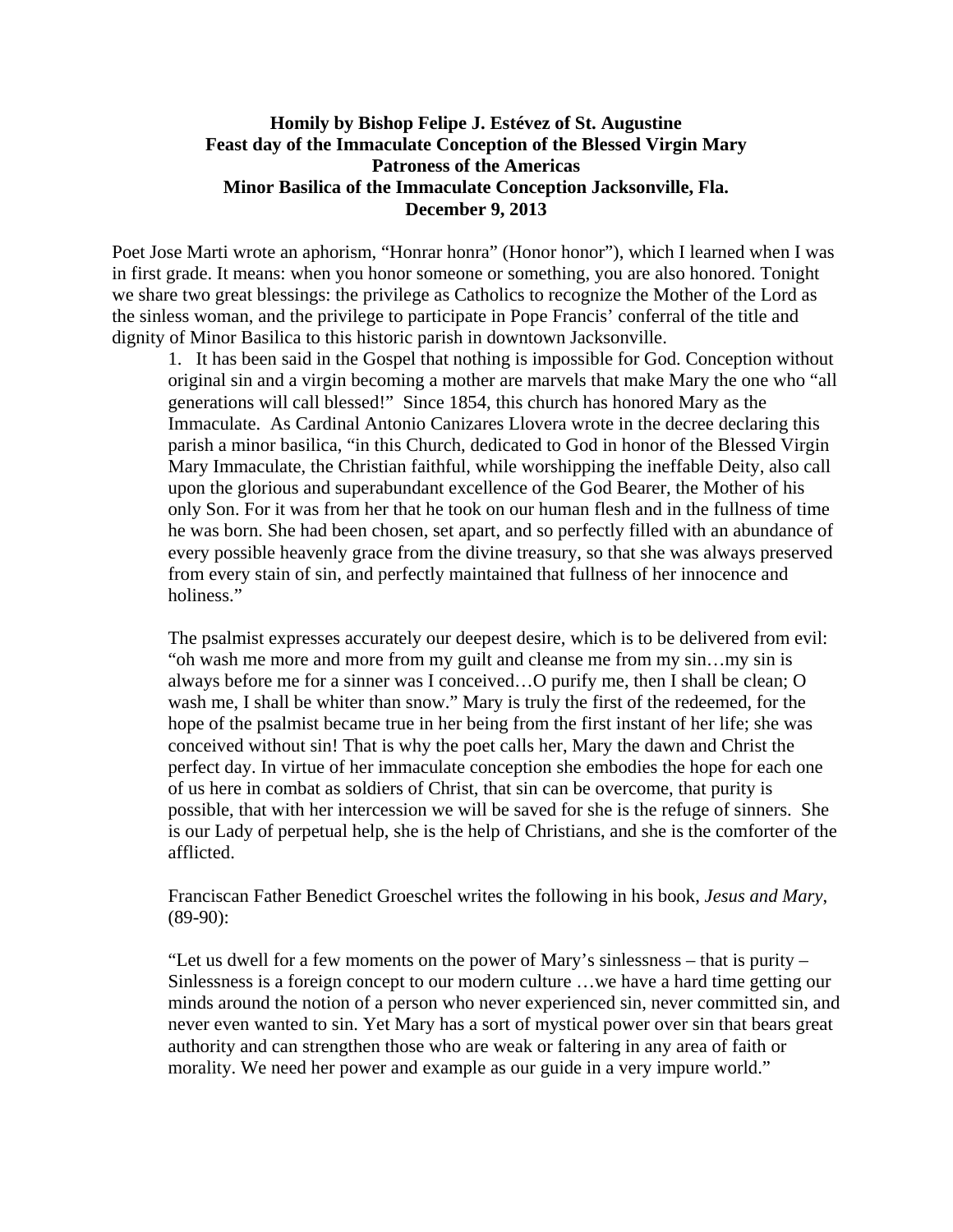**Homily by Bishop Felipe J. Estévez of St. Augustine**
**Feast day of the Immaculate Conception of the Blessed Virgin Mary**
**Patroness of the Americas**
**Minor Basilica of the Immaculate Conception Jacksonville, Fla.**
**December 9, 2013**

Poet Jose Marti wrote an aphorism, "Honrar honra" (Honor honor"), which I learned when I was in first grade. It means: when you honor someone or something, you are also honored. Tonight we share two great blessings: the privilege as Catholics to recognize the Mother of the Lord as the sinless woman, and the privilege to participate in Pope Francis' conferral of the title and dignity of Minor Basilica to this historic parish in downtown Jacksonville.

1. It has been said in the Gospel that nothing is impossible for God. Conception without original sin and a virgin becoming a mother are marvels that make Mary the one who "all generations will call blessed!" Since 1854, this church has honored Mary as the Immaculate. As Cardinal Antonio Canizares Llovera wrote in the decree declaring this parish a minor basilica, "in this Church, dedicated to God in honor of the Blessed Virgin Mary Immaculate, the Christian faithful, while worshipping the ineffable Deity, also call upon the glorious and superabundant excellence of the God Bearer, the Mother of his only Son. For it was from her that he took on our human flesh and in the fullness of time he was born. She had been chosen, set apart, and so perfectly filled with an abundance of every possible heavenly grace from the divine treasury, so that she was always preserved from every stain of sin, and perfectly maintained that fullness of her innocence and holiness."

   The psalmist expresses accurately our deepest desire, which is to be delivered from evil: "oh wash me more and more from my guilt and cleanse me from my sin…my sin is always before me for a sinner was I conceived…O purify me, then I shall be clean; O wash me, I shall be whiter than snow." Mary is truly the first of the redeemed, for the hope of the psalmist became true in her being from the first instant of her life; she was conceived without sin! That is why the poet calls her, Mary the dawn and Christ the perfect day. In virtue of her immaculate conception she embodies the hope for each one of us here in combat as soldiers of Christ, that sin can be overcome, that purity is possible, that with her intercession we will be saved for she is the refuge of sinners. She is our Lady of perpetual help, she is the help of Christians, and she is the comforter of the afflicted.

   Franciscan Father Benedict Groeschel writes the following in his book, *Jesus and Mary*, (89-90):

   "Let us dwell for a few moments on the power of Mary's sinlessness – that is purity – Sinlessness is a foreign concept to our modern culture …we have a hard time getting our minds around the notion of a person who never experienced sin, never committed sin, and never even wanted to sin. Yet Mary has a sort of mystical power over sin that bears great authority and can strengthen those who are weak or faltering in any area of faith or morality. We need her power and example as our guide in a very impure world."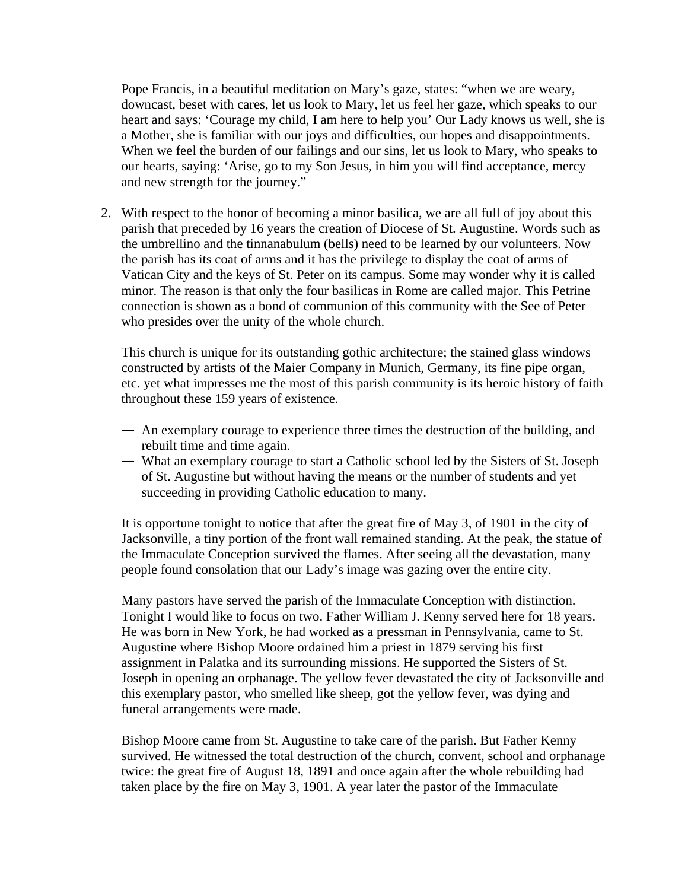Pope Francis, in a beautiful meditation on Mary's gaze, states: "when we are weary, downcast, beset with cares, let us look to Mary, let us feel her gaze, which speaks to our heart and says: 'Courage my child, I am here to help you' Our Lady knows us well, she is a Mother, she is familiar with our joys and difficulties, our hopes and disappointments. When we feel the burden of our failings and our sins, let us look to Mary, who speaks to our hearts, saying: 'Arise, go to my Son Jesus, in him you will find acceptance, mercy and new strength for the journey."

2. With respect to the honor of becoming a minor basilica, we are all full of joy about this parish that preceded by 16 years the creation of Diocese of St. Augustine. Words such as the umbrellino and the tinnanabulum (bells) need to be learned by our volunteers. Now the parish has its coat of arms and it has the privilege to display the coat of arms of Vatican City and the keys of St. Peter on its campus. Some may wonder why it is called minor. The reason is that only the four basilicas in Rome are called major. This Petrine connection is shown as a bond of communion of this community with the See of Peter who presides over the unity of the whole church.

   This church is unique for its outstanding gothic architecture; the stained glass windows constructed by artists of the Maier Company in Munich, Germany, its fine pipe organ, etc. yet what impresses me the most of this parish community is its heroic history of faith throughout these 159 years of existence.

   - An exemplary courage to experience three times the destruction of the building, and rebuilt time and time again.
   - What an exemplary courage to start a Catholic school led by the Sisters of St. Joseph of St. Augustine but without having the means or the number of students and yet succeeding in providing Catholic education to many.

   It is opportune tonight to notice that after the great fire of May 3, of 1901 in the city of Jacksonville, a tiny portion of the front wall remained standing. At the peak, the statue of the Immaculate Conception survived the flames. After seeing all the devastation, many people found consolation that our Lady's image was gazing over the entire city.

   Many pastors have served the parish of the Immaculate Conception with distinction. Tonight I would like to focus on two. Father William J. Kenny served here for 18 years. He was born in New York, he had worked as a pressman in Pennsylvania, came to St. Augustine where Bishop Moore ordained him a priest in 1879 serving his first assignment in Palatka and its surrounding missions. He supported the Sisters of St. Joseph in opening an orphanage. The yellow fever devastated the city of Jacksonville and this exemplary pastor, who smelled like sheep, got the yellow fever, was dying and funeral arrangements were made.

   Bishop Moore came from St. Augustine to take care of the parish. But Father Kenny survived. He witnessed the total destruction of the church, convent, school and orphanage twice: the great fire of August 18, 1891 and once again after the whole rebuilding had taken place by the fire on May 3, 1901. A year later the pastor of the Immaculate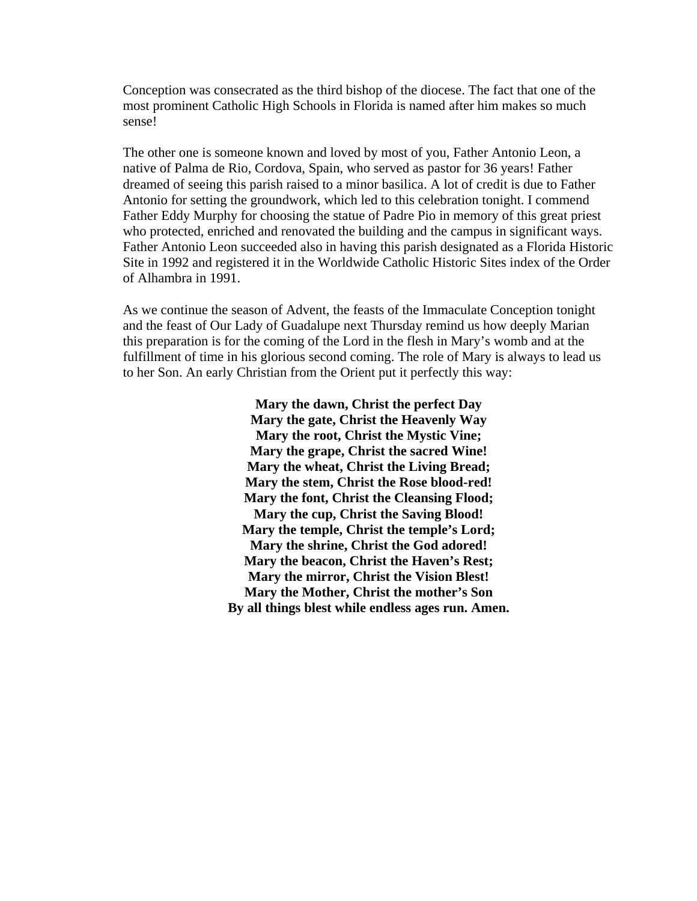Conception was consecrated as the third bishop of the diocese. The fact that one of the most prominent Catholic High Schools in Florida is named after him makes so much sense!

The other one is someone known and loved by most of you, Father Antonio Leon, a native of Palma de Rio, Cordova, Spain, who served as pastor for 36 years! Father dreamed of seeing this parish raised to a minor basilica. A lot of credit is due to Father Antonio for setting the groundwork, which led to this celebration tonight. I commend Father Eddy Murphy for choosing the statue of Padre Pio in memory of this great priest who protected, enriched and renovated the building and the campus in significant ways. Father Antonio Leon succeeded also in having this parish designated as a Florida Historic Site in 1992 and registered it in the Worldwide Catholic Historic Sites index of the Order of Alhambra in 1991.

As we continue the season of Advent, the feasts of the Immaculate Conception tonight and the feast of Our Lady of Guadalupe next Thursday remind us how deeply Marian this preparation is for the coming of the Lord in the flesh in Mary's womb and at the fulfillment of time in his glorious second coming. The role of Mary is always to lead us to her Son. An early Christian from the Orient put it perfectly this way:

**Mary the dawn, Christ the perfect Day**
**Mary the gate, Christ the Heavenly Way**
**Mary the root, Christ the Mystic Vine;**
**Mary the grape, Christ the sacred Wine!**
**Mary the wheat, Christ the Living Bread;**
**Mary the stem, Christ the Rose blood-red!**
**Mary the font, Christ the Cleansing Flood;**
**Mary the cup, Christ the Saving Blood!**
**Mary the temple, Christ the temple's Lord;**
**Mary the shrine, Christ the God adored!**
**Mary the beacon, Christ the Haven's Rest;**
**Mary the mirror, Christ the Vision Blest!**
**Mary the Mother, Christ the mother's Son**
**By all things blest while endless ages run. Amen.**